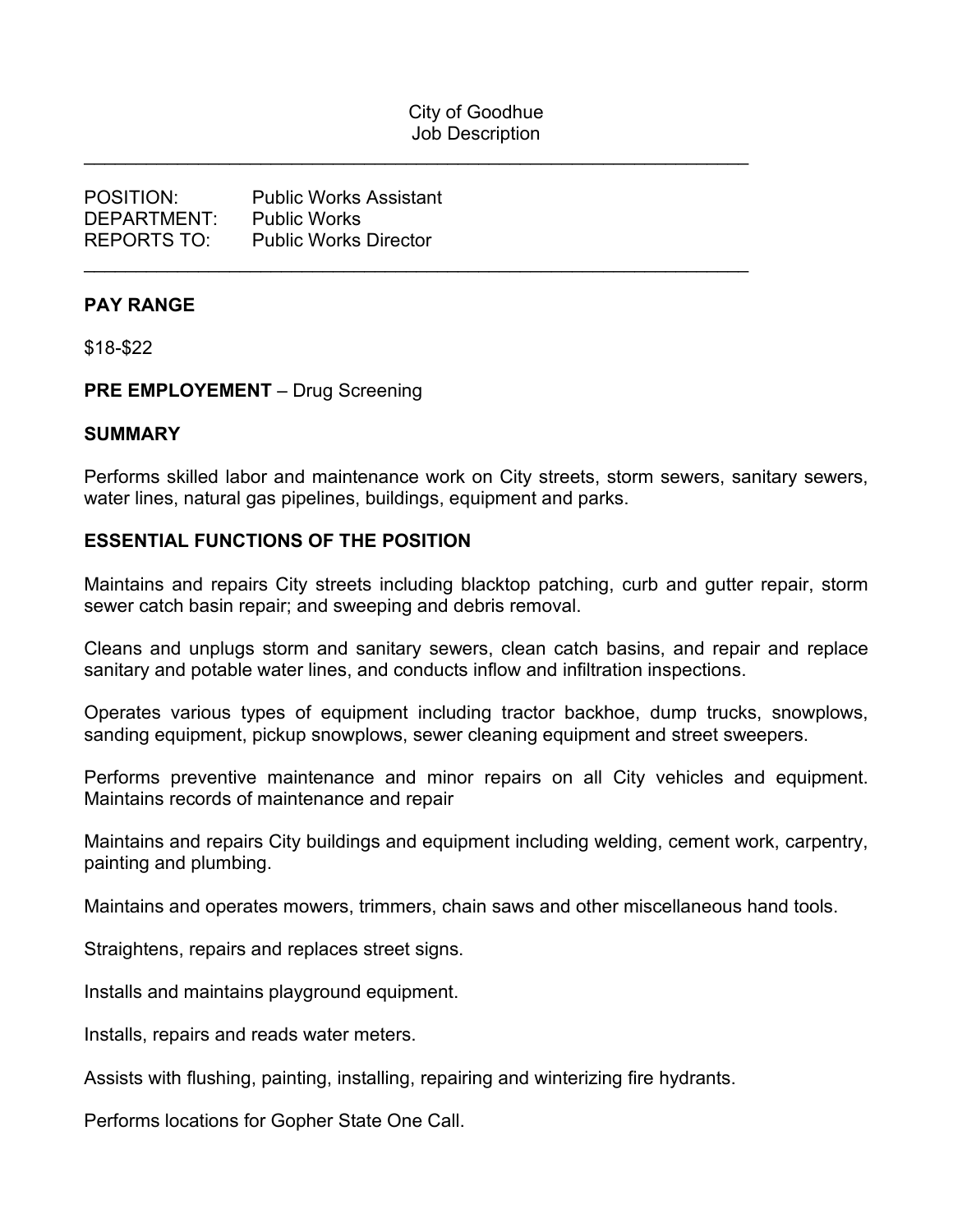City of Goodhue
Job Description

---

POSITION: Public Works Assistant
DEPARTMENT: Public Works
REPORTS TO: Public Works Director

---

## PAY RANGE

$18-$22

**PRE EMPLOYEMENT** – Drug Screening

## SUMMARY

Performs skilled labor and maintenance work on City streets, storm sewers, sanitary sewers, water lines, natural gas pipelines, buildings, equipment and parks.

## ESSENTIAL FUNCTIONS OF THE POSITION

Maintains and repairs City streets including blacktop patching, curb and gutter repair, storm sewer catch basin repair; and sweeping and debris removal.

Cleans and unplugs storm and sanitary sewers, clean catch basins, and repair and replace sanitary and potable water lines, and conducts inflow and infiltration inspections.

Operates various types of equipment including tractor backhoe, dump trucks, snowplows, sanding equipment, pickup snowplows, sewer cleaning equipment and street sweepers.

Performs preventive maintenance and minor repairs on all City vehicles and equipment. Maintains records of maintenance and repair

Maintains and repairs City buildings and equipment including welding, cement work, carpentry, painting and plumbing.

Maintains and operates mowers, trimmers, chain saws and other miscellaneous hand tools.

Straightens, repairs and replaces street signs.

Installs and maintains playground equipment.

Installs, repairs and reads water meters.

Assists with flushing, painting, installing, repairing and winterizing fire hydrants.

Performs locations for Gopher State One Call.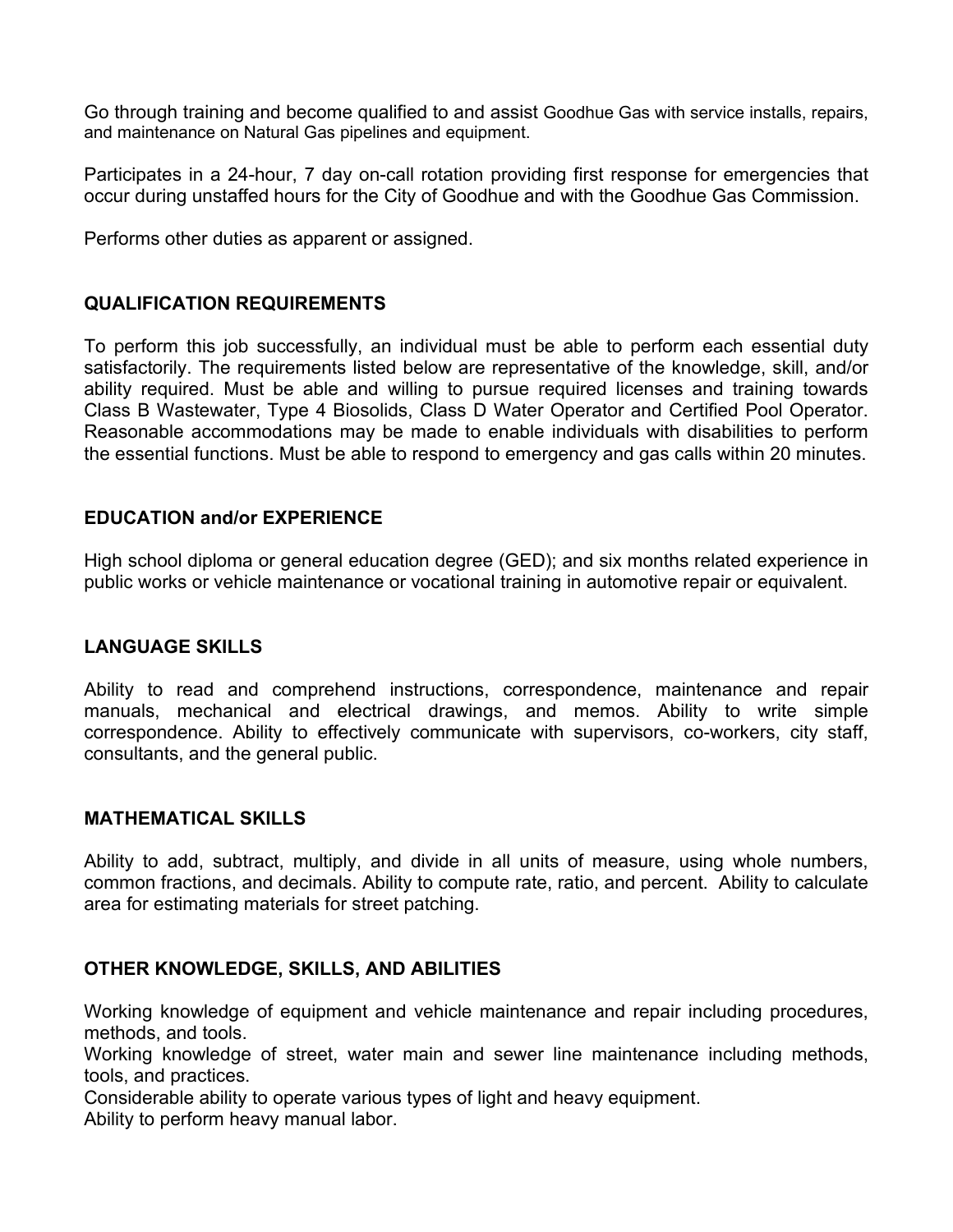Go through training and become qualified to and assist Goodhue Gas with service installs, repairs, and maintenance on Natural Gas pipelines and equipment.

Participates in a 24-hour, 7 day on-call rotation providing first response for emergencies that occur during unstaffed hours for the City of Goodhue and with the Goodhue Gas Commission.

Performs other duties as apparent or assigned.

## QUALIFICATION REQUIREMENTS

To perform this job successfully, an individual must be able to perform each essential duty satisfactorily. The requirements listed below are representative of the knowledge, skill, and/or ability required. Must be able and willing to pursue required licenses and training towards Class B Wastewater, Type 4 Biosolids, Class D Water Operator and Certified Pool Operator. Reasonable accommodations may be made to enable individuals with disabilities to perform the essential functions. Must be able to respond to emergency and gas calls within 20 minutes.

## EDUCATION and/or EXPERIENCE

High school diploma or general education degree (GED); and six months related experience in public works or vehicle maintenance or vocational training in automotive repair or equivalent.

## LANGUAGE SKILLS

Ability to read and comprehend instructions, correspondence, maintenance and repair manuals, mechanical and electrical drawings, and memos. Ability to write simple correspondence. Ability to effectively communicate with supervisors, co-workers, city staff, consultants, and the general public.

## MATHEMATICAL SKILLS

Ability to add, subtract, multiply, and divide in all units of measure, using whole numbers, common fractions, and decimals. Ability to compute rate, ratio, and percent. Ability to calculate area for estimating materials for street patching.

## OTHER KNOWLEDGE, SKILLS, AND ABILITIES

Working knowledge of equipment and vehicle maintenance and repair including procedures, methods, and tools.
Working knowledge of street, water main and sewer line maintenance including methods, tools, and practices.
Considerable ability to operate various types of light and heavy equipment.
Ability to perform heavy manual labor.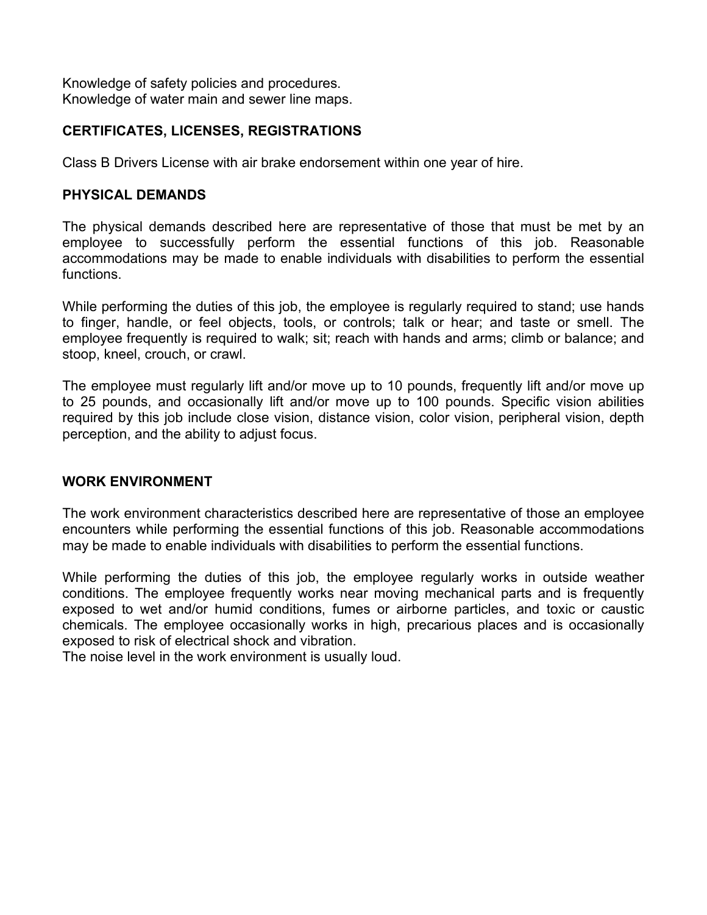Knowledge of safety policies and procedures.
Knowledge of water main and sewer line maps.

## CERTIFICATES, LICENSES, REGISTRATIONS

Class B Drivers License with air brake endorsement within one year of hire.

## PHYSICAL DEMANDS

The physical demands described here are representative of those that must be met by an employee to successfully perform the essential functions of this job. Reasonable accommodations may be made to enable individuals with disabilities to perform the essential functions.

While performing the duties of this job, the employee is regularly required to stand; use hands to finger, handle, or feel objects, tools, or controls; talk or hear; and taste or smell. The employee frequently is required to walk; sit; reach with hands and arms; climb or balance; and stoop, kneel, crouch, or crawl.

The employee must regularly lift and/or move up to 10 pounds, frequently lift and/or move up to 25 pounds, and occasionally lift and/or move up to 100 pounds. Specific vision abilities required by this job include close vision, distance vision, color vision, peripheral vision, depth perception, and the ability to adjust focus.

## WORK ENVIRONMENT

The work environment characteristics described here are representative of those an employee encounters while performing the essential functions of this job. Reasonable accommodations may be made to enable individuals with disabilities to perform the essential functions.

While performing the duties of this job, the employee regularly works in outside weather conditions. The employee frequently works near moving mechanical parts and is frequently exposed to wet and/or humid conditions, fumes or airborne particles, and toxic or caustic chemicals. The employee occasionally works in high, precarious places and is occasionally exposed to risk of electrical shock and vibration.
The noise level in the work environment is usually loud.